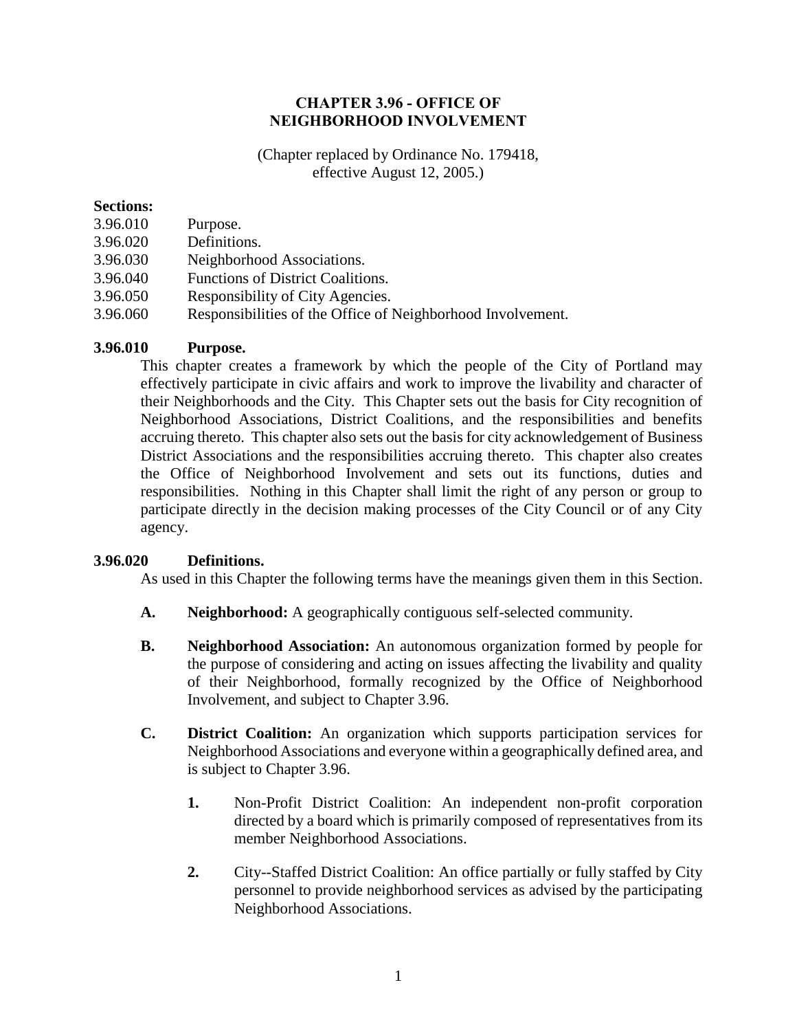# CHAPTER 3.96 - OFFICE OF NEIGHBORHOOD INVOLVEMENT

(Chapter replaced by Ordinance No. 179418, effective August 12, 2005.)

**Sections:**

3.96.010 Purpose.
3.96.020 Definitions.
3.96.030 Neighborhood Associations.
3.96.040 Functions of District Coalitions.
3.96.050 Responsibility of City Agencies.
3.96.060 Responsibilities of the Office of Neighborhood Involvement.

## 3.96.010 Purpose.

This chapter creates a framework by which the people of the City of Portland may effectively participate in civic affairs and work to improve the livability and character of their Neighborhoods and the City. This Chapter sets out the basis for City recognition of Neighborhood Associations, District Coalitions, and the responsibilities and benefits accruing thereto. This chapter also sets out the basis for city acknowledgement of Business District Associations and the responsibilities accruing thereto. This chapter also creates the Office of Neighborhood Involvement and sets out its functions, duties and responsibilities. Nothing in this Chapter shall limit the right of any person or group to participate directly in the decision making processes of the City Council or of any City agency.

## 3.96.020 Definitions.

As used in this Chapter the following terms have the meanings given them in this Section.

**A. Neighborhood:** A geographically contiguous self-selected community.

**B. Neighborhood Association:** An autonomous organization formed by people for the purpose of considering and acting on issues affecting the livability and quality of their Neighborhood, formally recognized by the Office of Neighborhood Involvement, and subject to Chapter 3.96.

**C. District Coalition:** An organization which supports participation services for Neighborhood Associations and everyone within a geographically defined area, and is subject to Chapter 3.96.

**1.** Non-Profit District Coalition: An independent non-profit corporation directed by a board which is primarily composed of representatives from its member Neighborhood Associations.

**2.** City--Staffed District Coalition: An office partially or fully staffed by City personnel to provide neighborhood services as advised by the participating Neighborhood Associations.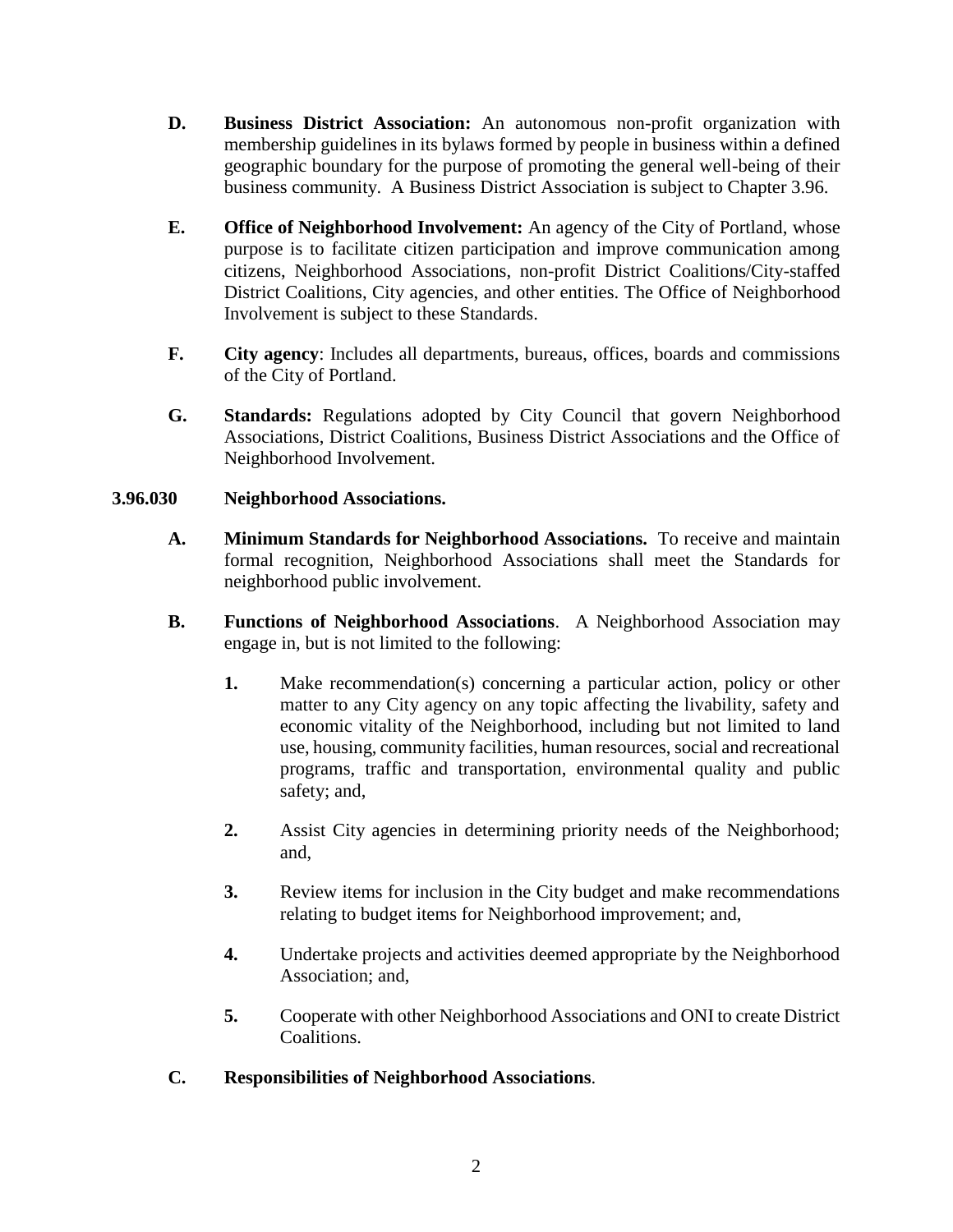**D. Business District Association:** An autonomous non-profit organization with membership guidelines in its bylaws formed by people in business within a defined geographic boundary for the purpose of promoting the general well-being of their business community. A Business District Association is subject to Chapter 3.96.

**E. Office of Neighborhood Involvement:** An agency of the City of Portland, whose purpose is to facilitate citizen participation and improve communication among citizens, Neighborhood Associations, non-profit District Coalitions/City-staffed District Coalitions, City agencies, and other entities. The Office of Neighborhood Involvement is subject to these Standards.

**F. City agency**: Includes all departments, bureaus, offices, boards and commissions of the City of Portland.

**G. Standards:** Regulations adopted by City Council that govern Neighborhood Associations, District Coalitions, Business District Associations and the Office of Neighborhood Involvement.

### 3.96.030 Neighborhood Associations.

**A. Minimum Standards for Neighborhood Associations.** To receive and maintain formal recognition, Neighborhood Associations shall meet the Standards for neighborhood public involvement.

**B. Functions of Neighborhood Associations**. A Neighborhood Association may engage in, but is not limited to the following:

**1.** Make recommendation(s) concerning a particular action, policy or other matter to any City agency on any topic affecting the livability, safety and economic vitality of the Neighborhood, including but not limited to land use, housing, community facilities, human resources, social and recreational programs, traffic and transportation, environmental quality and public safety; and,

**2.** Assist City agencies in determining priority needs of the Neighborhood; and,

**3.** Review items for inclusion in the City budget and make recommendations relating to budget items for Neighborhood improvement; and,

**4.** Undertake projects and activities deemed appropriate by the Neighborhood Association; and,

**5.** Cooperate with other Neighborhood Associations and ONI to create District Coalitions.

**C. Responsibilities of Neighborhood Associations**.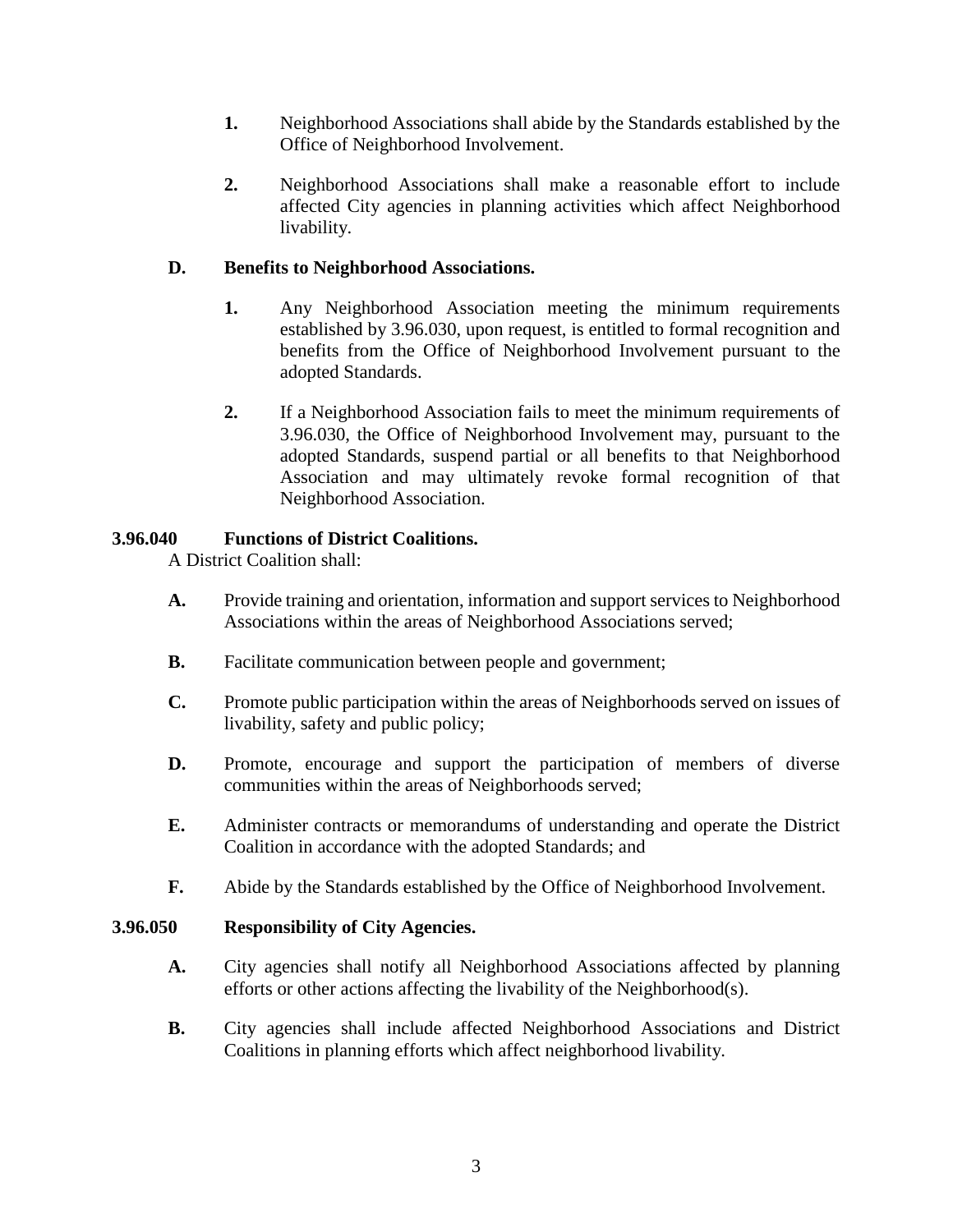1. Neighborhood Associations shall abide by the Standards established by the Office of Neighborhood Involvement.

2. Neighborhood Associations shall make a reasonable effort to include affected City agencies in planning activities which affect Neighborhood livability.

**D. Benefits to Neighborhood Associations.**

1. Any Neighborhood Association meeting the minimum requirements established by 3.96.030, upon request, is entitled to formal recognition and benefits from the Office of Neighborhood Involvement pursuant to the adopted Standards.

2. If a Neighborhood Association fails to meet the minimum requirements of 3.96.030, the Office of Neighborhood Involvement may, pursuant to the adopted Standards, suspend partial or all benefits to that Neighborhood Association and may ultimately revoke formal recognition of that Neighborhood Association.

**3.96.040 Functions of District Coalitions.**

A District Coalition shall:

**A.** Provide training and orientation, information and support services to Neighborhood Associations within the areas of Neighborhood Associations served;

**B.** Facilitate communication between people and government;

**C.** Promote public participation within the areas of Neighborhoods served on issues of livability, safety and public policy;

**D.** Promote, encourage and support the participation of members of diverse communities within the areas of Neighborhoods served;

**E.** Administer contracts or memorandums of understanding and operate the District Coalition in accordance with the adopted Standards; and

**F.** Abide by the Standards established by the Office of Neighborhood Involvement.

**3.96.050 Responsibility of City Agencies.**

**A.** City agencies shall notify all Neighborhood Associations affected by planning efforts or other actions affecting the livability of the Neighborhood(s).

**B.** City agencies shall include affected Neighborhood Associations and District Coalitions in planning efforts which affect neighborhood livability.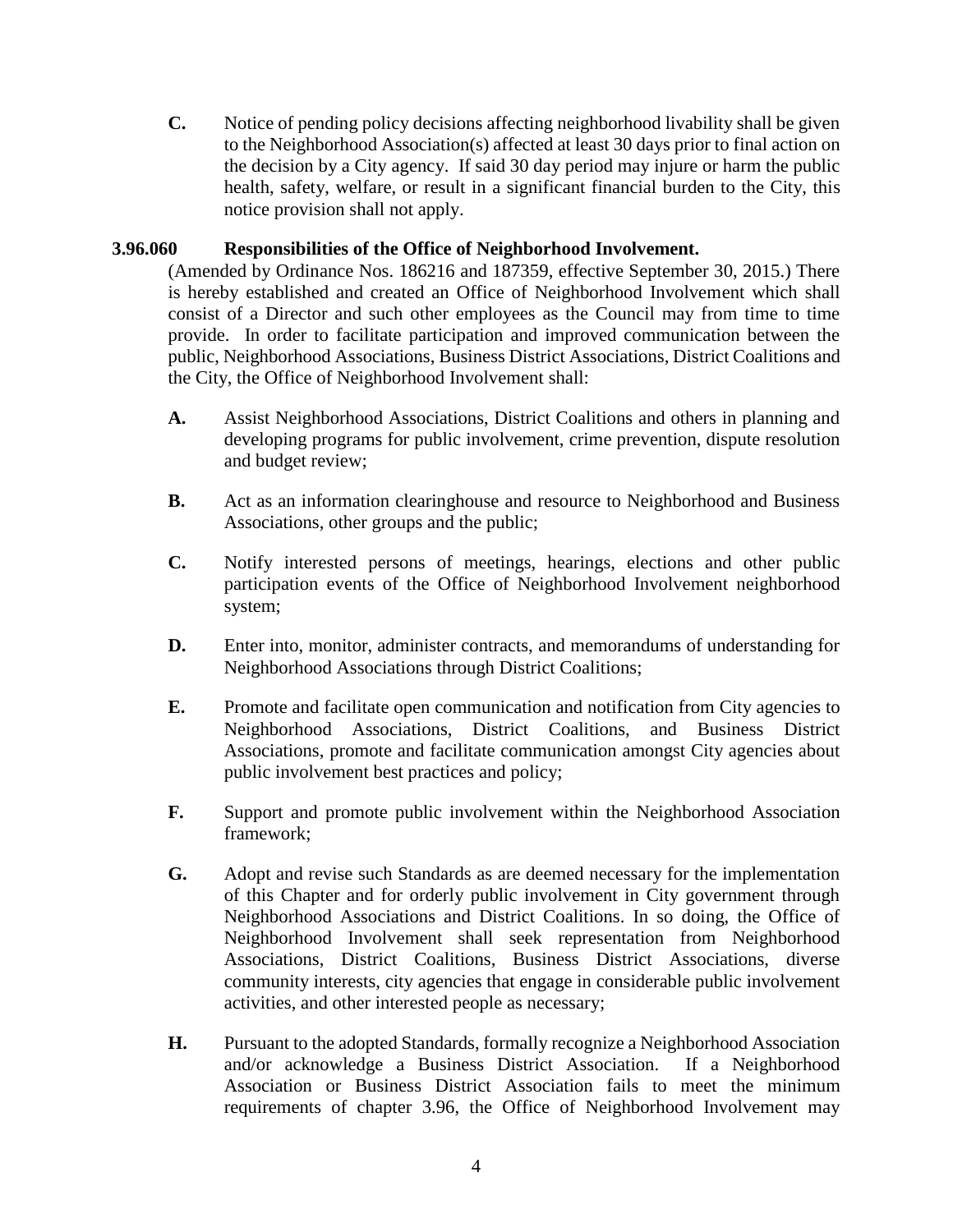**C.** Notice of pending policy decisions affecting neighborhood livability shall be given to the Neighborhood Association(s) affected at least 30 days prior to final action on the decision by a City agency. If said 30 day period may injure or harm the public health, safety, welfare, or result in a significant financial burden to the City, this notice provision shall not apply.

### 3.96.060 Responsibilities of the Office of Neighborhood Involvement.

(Amended by Ordinance Nos. 186216 and 187359, effective September 30, 2015.) There is hereby established and created an Office of Neighborhood Involvement which shall consist of a Director and such other employees as the Council may from time to time provide. In order to facilitate participation and improved communication between the public, Neighborhood Associations, Business District Associations, District Coalitions and the City, the Office of Neighborhood Involvement shall:

**A.** Assist Neighborhood Associations, District Coalitions and others in planning and developing programs for public involvement, crime prevention, dispute resolution and budget review;

**B.** Act as an information clearinghouse and resource to Neighborhood and Business Associations, other groups and the public;

**C.** Notify interested persons of meetings, hearings, elections and other public participation events of the Office of Neighborhood Involvement neighborhood system;

**D.** Enter into, monitor, administer contracts, and memorandums of understanding for Neighborhood Associations through District Coalitions;

**E.** Promote and facilitate open communication and notification from City agencies to Neighborhood Associations, District Coalitions, and Business District Associations, promote and facilitate communication amongst City agencies about public involvement best practices and policy;

**F.** Support and promote public involvement within the Neighborhood Association framework;

**G.** Adopt and revise such Standards as are deemed necessary for the implementation of this Chapter and for orderly public involvement in City government through Neighborhood Associations and District Coalitions. In so doing, the Office of Neighborhood Involvement shall seek representation from Neighborhood Associations, District Coalitions, Business District Associations, diverse community interests, city agencies that engage in considerable public involvement activities, and other interested people as necessary;

**H.** Pursuant to the adopted Standards, formally recognize a Neighborhood Association and/or acknowledge a Business District Association. If a Neighborhood Association or Business District Association fails to meet the minimum requirements of chapter 3.96, the Office of Neighborhood Involvement may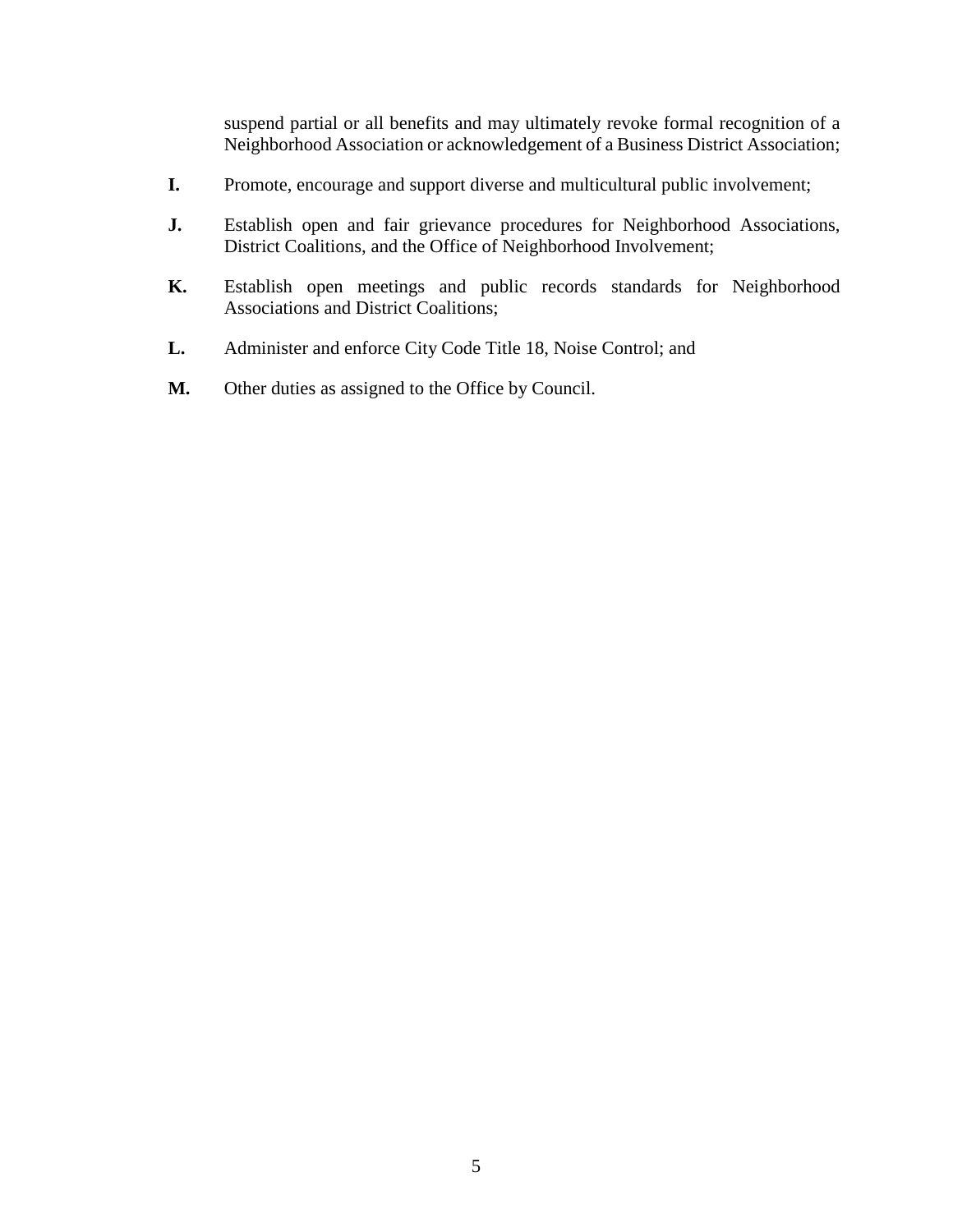suspend partial or all benefits and may ultimately revoke formal recognition of a Neighborhood Association or acknowledgement of a Business District Association;

**I.** Promote, encourage and support diverse and multicultural public involvement;

**J.** Establish open and fair grievance procedures for Neighborhood Associations, District Coalitions, and the Office of Neighborhood Involvement;

**K.** Establish open meetings and public records standards for Neighborhood Associations and District Coalitions;

**L.** Administer and enforce City Code Title 18, Noise Control; and

**M.** Other duties as assigned to the Office by Council.